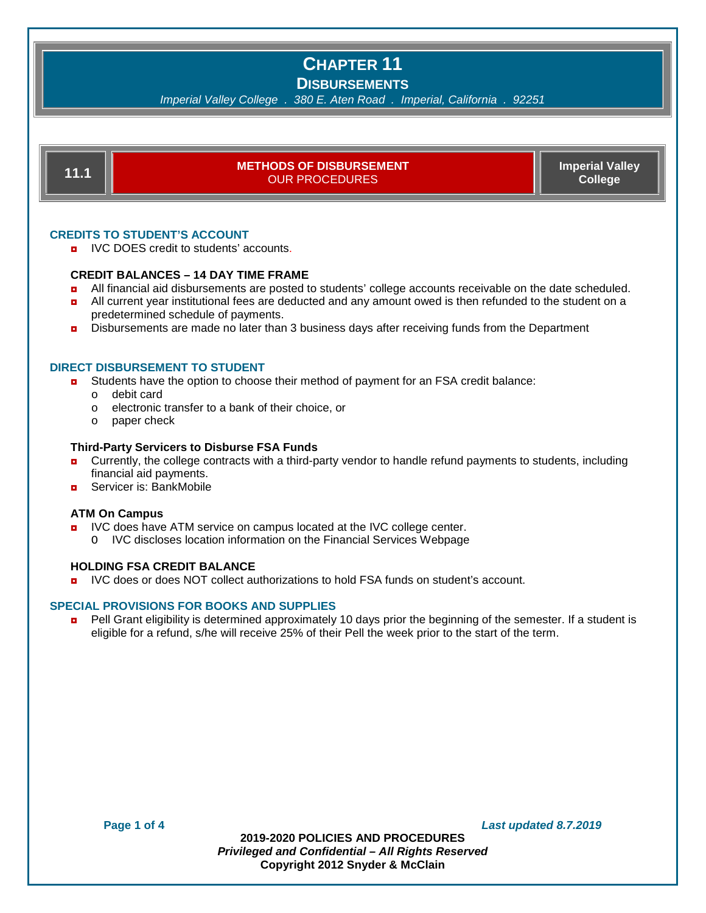# CHAPTER 11

## DISBURSEMENTS

*Imperial Valley College . 380 E. Aten Road . Imperial, California . 92251*

| 11.1 | **METHODS OF DISBURSEMENT** OUR PROCEDURES | **Imperial Valley College** |
|---|---|---|

### CREDITS TO STUDENT'S ACCOUNT

- IVC DOES credit to students' accounts.

#### CREDIT BALANCES – 14 DAY TIME FRAME

- All financial aid disbursements are posted to students' college accounts receivable on the date scheduled.
- All current year institutional fees are deducted and any amount owed is then refunded to the student on a predetermined schedule of payments.
- Disbursements are made no later than 3 business days after receiving funds from the Department

### DIRECT DISBURSEMENT TO STUDENT

- Students have the option to choose their method of payment for an FSA credit balance:
  - debit card
  - electronic transfer to a bank of their choice, or
  - paper check

#### Third-Party Servicers to Disburse FSA Funds

- Currently, the college contracts with a third-party vendor to handle refund payments to students, including financial aid payments.
- Servicer is: BankMobile

#### ATM On Campus

- IVC does have ATM service on campus located at the IVC college center.
  - IVC discloses location information on the Financial Services Webpage

#### HOLDING FSA CREDIT BALANCE

- IVC does or does NOT collect authorizations to hold FSA funds on student's account.

### SPECIAL PROVISIONS FOR BOOKS AND SUPPLIES

- Pell Grant eligibility is determined approximately 10 days prior the beginning of the semester. If a student is eligible for a refund, s/he will receive 25% of their Pell the week prior to the start of the term.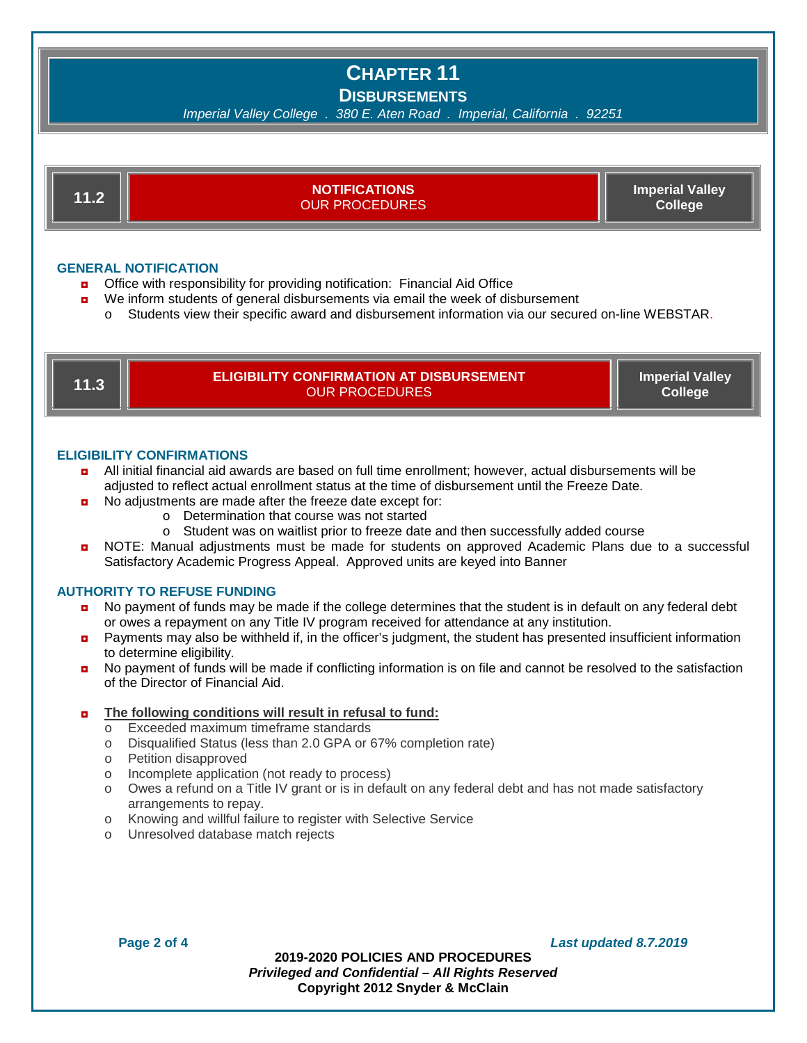# CHAPTER 11

## DISBURSEMENTS

*Imperial Valley College . 380 E. Aten Road . Imperial, California . 92251*

| 11.2 | **NOTIFICATIONS** OUR PROCEDURES | **Imperial Valley College** |
|---|---|---|

### GENERAL NOTIFICATION

- Office with responsibility for providing notification: Financial Aid Office
- We inform students of general disbursements via email the week of disbursement
  - Students view their specific award and disbursement information via our secured on-line WEBSTAR.

| 11.3 | **ELIGIBILITY CONFIRMATION AT DISBURSEMENT** OUR PROCEDURES | **Imperial Valley College** |
|---|---|---|

### ELIGIBILITY CONFIRMATIONS

- All initial financial aid awards are based on full time enrollment; however, actual disbursements will be adjusted to reflect actual enrollment status at the time of disbursement until the Freeze Date.
- No adjustments are made after the freeze date except for:
  - Determination that course was not started
  - Student was on waitlist prior to freeze date and then successfully added course
- NOTE: Manual adjustments must be made for students on approved Academic Plans due to a successful Satisfactory Academic Progress Appeal. Approved units are keyed into Banner

### AUTHORITY TO REFUSE FUNDING

- No payment of funds may be made if the college determines that the student is in default on any federal debt or owes a repayment on any Title IV program received for attendance at any institution.
- Payments may also be withheld if, in the officer's judgment, the student has presented insufficient information to determine eligibility.
- No payment of funds will be made if conflicting information is on file and cannot be resolved to the satisfaction of the Director of Financial Aid.

- **The following conditions will result in refusal to fund:**
  - Exceeded maximum timeframe standards
  - Disqualified Status (less than 2.0 GPA or 67% completion rate)
  - Petition disapproved
  - Incomplete application (not ready to process)
  - Owes a refund on a Title IV grant or is in default on any federal debt and has not made satisfactory arrangements to repay.
  - Knowing and willful failure to register with Selective Service
  - Unresolved database match rejects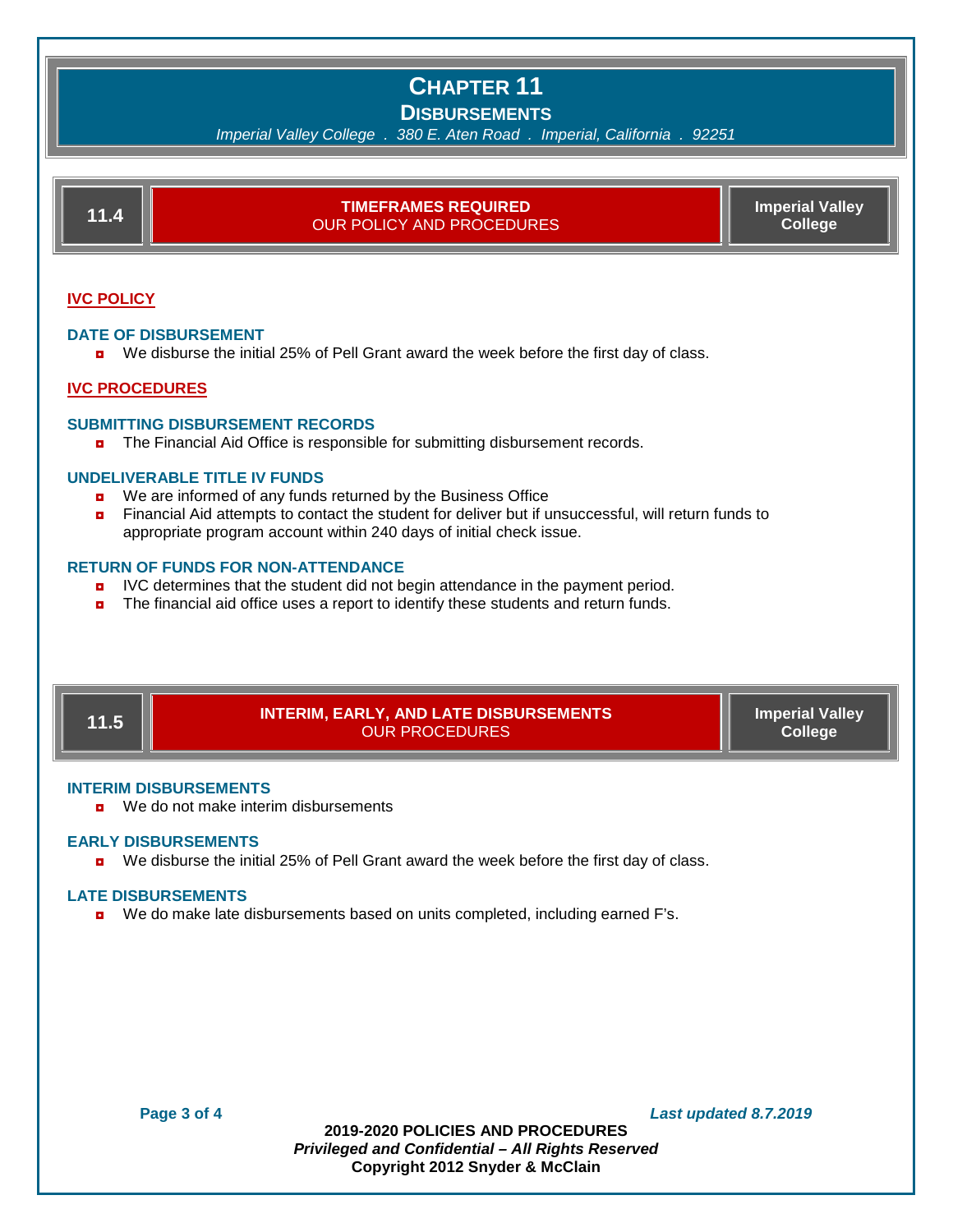# CHAPTER 11
## DISBURSEMENTS

*Imperial Valley College . 380 E. Aten Road . Imperial, California . 92251*

## 11.4 TIMEFRAMES REQUIRED — OUR POLICY AND PROCEDURES — Imperial Valley College

**IVC POLICY**

### DATE OF DISBURSEMENT

- We disburse the initial 25% of Pell Grant award the week before the first day of class.

**IVC PROCEDURES**

### SUBMITTING DISBURSEMENT RECORDS

- The Financial Aid Office is responsible for submitting disbursement records.

### UNDELIVERABLE TITLE IV FUNDS

- We are informed of any funds returned by the Business Office
- Financial Aid attempts to contact the student for deliver but if unsuccessful, will return funds to appropriate program account within 240 days of initial check issue.

### RETURN OF FUNDS FOR NON-ATTENDANCE

- IVC determines that the student did not begin attendance in the payment period.
- The financial aid office uses a report to identify these students and return funds.

## 11.5 INTERIM, EARLY, AND LATE DISBURSEMENTS — OUR PROCEDURES — Imperial Valley College

### INTERIM DISBURSEMENTS

- We do not make interim disbursements

### EARLY DISBURSEMENTS

- We disburse the initial 25% of Pell Grant award the week before the first day of class.

### LATE DISBURSEMENTS

- We do make late disbursements based on units completed, including earned F's.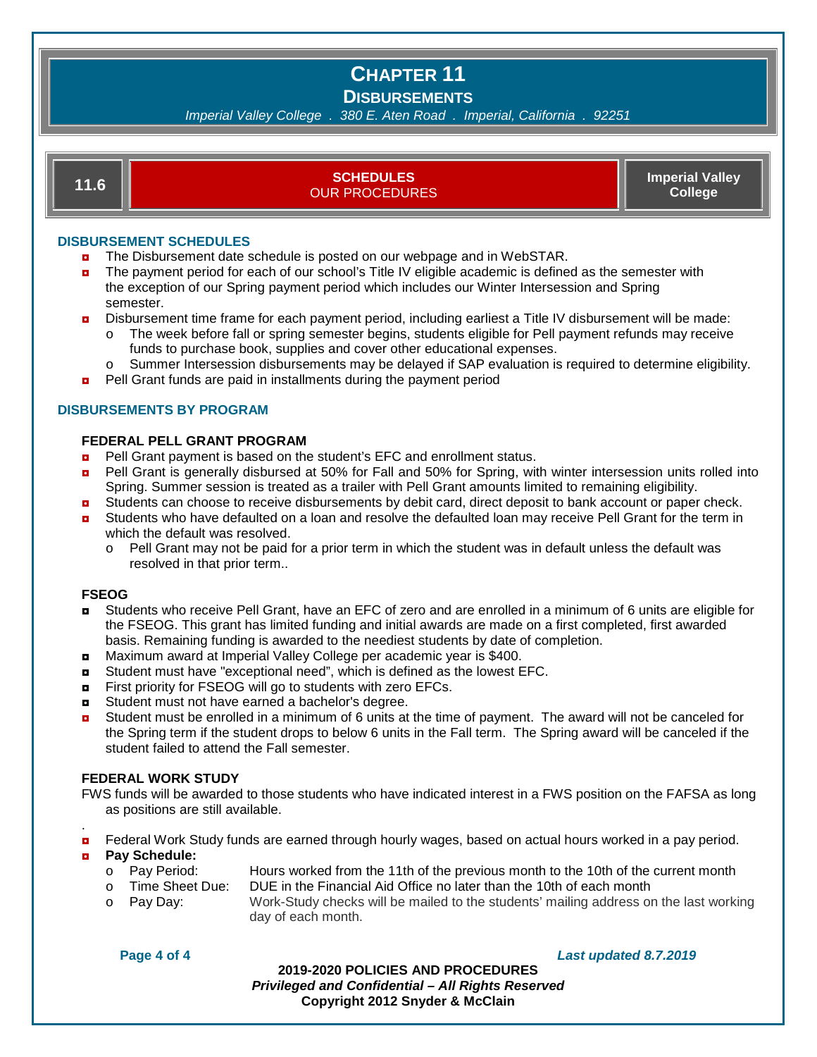# CHAPTER 11

## DISBURSEMENTS

*Imperial Valley College . 380 E. Aten Road . Imperial, California . 92251*

| 11.6 | **SCHEDULES** OUR PROCEDURES | **Imperial Valley College** |
|---|---|---|

### DISBURSEMENT SCHEDULES

- The Disbursement date schedule is posted on our webpage and in WebSTAR.
- The payment period for each of our school's Title IV eligible academic is defined as the semester with the exception of our Spring payment period which includes our Winter Intersession and Spring semester.
- Disbursement time frame for each payment period, including earliest a Title IV disbursement will be made:
  - The week before fall or spring semester begins, students eligible for Pell payment refunds may receive funds to purchase book, supplies and cover other educational expenses.
  - Summer Intersession disbursements may be delayed if SAP evaluation is required to determine eligibility.
- Pell Grant funds are paid in installments during the payment period

### DISBURSEMENTS BY PROGRAM

#### FEDERAL PELL GRANT PROGRAM

- Pell Grant payment is based on the student's EFC and enrollment status.
- Pell Grant is generally disbursed at 50% for Fall and 50% for Spring, with winter intersession units rolled into Spring. Summer session is treated as a trailer with Pell Grant amounts limited to remaining eligibility.
- Students can choose to receive disbursements by debit card, direct deposit to bank account or paper check.
- Students who have defaulted on a loan and resolve the defaulted loan may receive Pell Grant for the term in which the default was resolved.
  - Pell Grant may not be paid for a prior term in which the student was in default unless the default was resolved in that prior term..

#### FSEOG

- Students who receive Pell Grant, have an EFC of zero and are enrolled in a minimum of 6 units are eligible for the FSEOG. This grant has limited funding and initial awards are made on a first completed, first awarded basis. Remaining funding is awarded to the neediest students by date of completion.
- Maximum award at Imperial Valley College per academic year is $400.
- Student must have "exceptional need", which is defined as the lowest EFC.
- First priority for FSEOG will go to students with zero EFCs.
- Student must not have earned a bachelor's degree.
- Student must be enrolled in a minimum of 6 units at the time of payment. The award will not be canceled for the Spring term if the student drops to below 6 units in the Fall term. The Spring award will be canceled if the student failed to attend the Fall semester.

#### FEDERAL WORK STUDY

FWS funds will be awarded to those students who have indicated interest in a FWS position on the FAFSA as long as positions are still available.

.

- Federal Work Study funds are earned through hourly wages, based on actual hours worked in a pay period.
- **Pay Schedule:**
  - Pay Period: Hours worked from the 11th of the previous month to the 10th of the current month
  - Time Sheet Due: DUE in the Financial Aid Office no later than the 10th of each month
  - Pay Day: Work-Study checks will be mailed to the students' mailing address on the last working day of each month.

*Last updated 8.7.2019*

**2019-2020 POLICIES AND PROCEDURES**
***Privileged and Confidential – All Rights Reserved***
**Copyright 2012 Snyder & McClain**